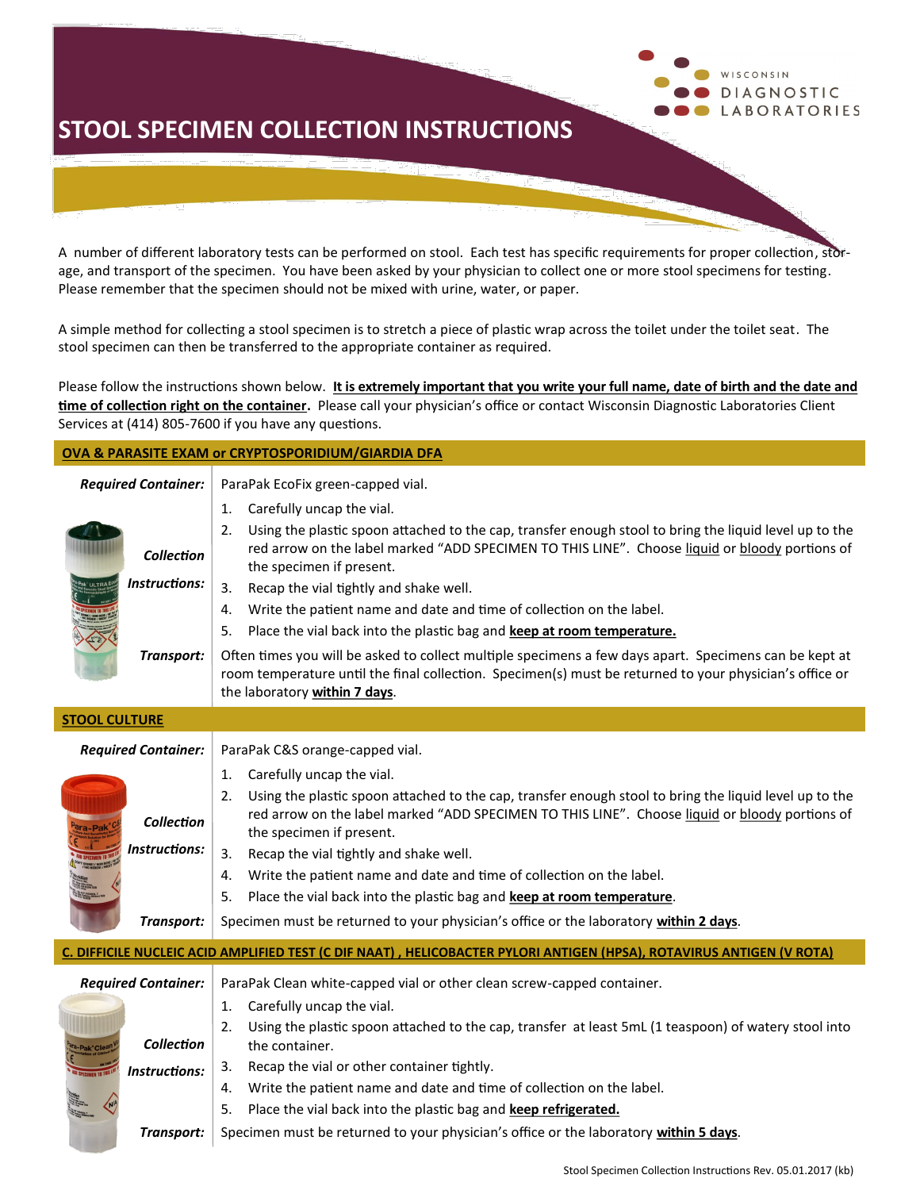WISCONSIN DIAGNOSTIC LABORATORIES

# STOOL SPECIMEN COLLECTION INSTRUCTIONS

A number of different laboratory tests can be performed on stool. Each test has specific requirements for proper collection, storage, and transport of the specimen. You have been asked by your physician to collect one or more stool specimens for testing. Please remember that the specimen should not be mixed with urine, water, or paper.

A simple method for collecting a stool specimen is to stretch a piece of plastic wrap across the toilet under the toilet seat. The stool specimen can then be transferred to the appropriate container as required.

Please follow the instructions shown below. **It is extremely important that you write your full name, date of birth and the date and time of collection right on the container.** Please call your physician's office or contact Wisconsin Diagnostic Laboratories Client Services at (414) 805-7600 if you have any questions.

## OVA & PARASITE EXAM or CRYPTOSPORIDIUM/GIARDIA DFA

***Required Container:*** ParaPak EcoFix green-capped vial.

***Collection Instructions:***

1. Carefully uncap the vial.
2. Using the plastic spoon attached to the cap, transfer enough stool to bring the liquid level up to the red arrow on the label marked "ADD SPECIMEN TO THIS LINE". Choose liquid or bloody portions of the specimen if present.
3. Recap the vial tightly and shake well.
4. Write the patient name and date and time of collection on the label.
5. Place the vial back into the plastic bag and **keep at room temperature.**

***Transport:*** Often times you will be asked to collect multiple specimens a few days apart. Specimens can be kept at room temperature until the final collection. Specimen(s) must be returned to your physician's office or the laboratory **within 7 days**.

## STOOL CULTURE

***Required Container:*** ParaPak C&S orange-capped vial.

***Collection Instructions:***

1. Carefully uncap the vial.
2. Using the plastic spoon attached to the cap, transfer enough stool to bring the liquid level up to the red arrow on the label marked "ADD SPECIMEN TO THIS LINE". Choose liquid or bloody portions of the specimen if present.
3. Recap the vial tightly and shake well.
4. Write the patient name and date and time of collection on the label.
5. Place the vial back into the plastic bag and **keep at room temperature**.

***Transport:*** Specimen must be returned to your physician's office or the laboratory **within 2 days**.

## C. DIFFICILE NUCLEIC ACID AMPLIFIED TEST (C DIF NAAT), HELICOBACTER PYLORI ANTIGEN (HPSA), ROTAVIRUS ANTIGEN (V ROTA)

***Required Container:*** ParaPak Clean white-capped vial or other clean screw-capped container.

***Collection Instructions:***

1. Carefully uncap the vial.
2. Using the plastic spoon attached to the cap, transfer at least 5mL (1 teaspoon) of watery stool into the container.
3. Recap the vial or other container tightly.
4. Write the patient name and date and time of collection on the label.
5. Place the vial back into the plastic bag and **keep refrigerated.**

***Transport:*** Specimen must be returned to your physician's office or the laboratory **within 5 days**.

Stool Specimen Collection Instructions Rev. 05.01.2017 (kb)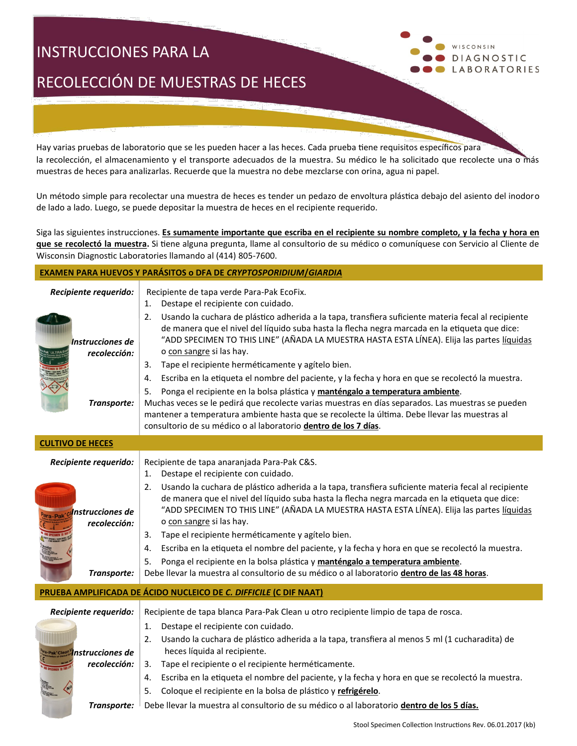# INSTRUCCIONES PARA LA RECOLECCIÓN DE MUESTRAS DE HECES

WISCONSIN DIAGNOSTIC LABORATORIES

Hay varias pruebas de laboratorio que se les pueden hacer a las heces. Cada prueba tiene requisitos específicos para la recolección, el almacenamiento y el transporte adecuados de la muestra. Su médico le ha solicitado que recolecte una o más muestras de heces para analizarlas. Recuerde que la muestra no debe mezclarse con orina, agua ni papel.

Un método simple para recolectar una muestra de heces es tender un pedazo de envoltura plástica debajo del asiento del inodoro de lado a lado. Luego, se puede depositar la muestra de heces en el recipiente requerido.

Siga las siguientes instrucciones. **Es sumamente importante que escriba en el recipiente su nombre completo, y la fecha y hora en que se recolectó la muestra.** Si tiene alguna pregunta, llame al consultorio de su médico o comuníquese con Servicio al Cliente de Wisconsin Diagnostic Laboratories llamando al (414) 805-7600.

## EXAMEN PARA HUEVOS Y PARÁSITOS o DFA DE *CRYPTOSPORIDIUM/GIARDIA*

***Recipiente requerido:*** Recipiente de tapa verde Para-Pak EcoFix.

***Instrucciones de recolección:***

1. Destape el recipiente con cuidado.
2. Usando la cuchara de plástico adherida a la tapa, transfiera suficiente materia fecal al recipiente de manera que el nivel del líquido suba hasta la flecha negra marcada en la etiqueta que dice: "ADD SPECIMEN TO THIS LINE" (AÑADA LA MUESTRA HASTA ESTA LÍNEA). Elija las partes líquidas o con sangre si las hay.
3. Tape el recipiente herméticamente y agítelo bien.
4. Escriba en la etiqueta el nombre del paciente, y la fecha y hora en que se recolectó la muestra.
5. Ponga el recipiente en la bolsa plástica y **mantén­galo a temperatura ambiente**.

***Transporte:*** Muchas veces se le pedirá que recolecte varias muestras en días separados. Las muestras se pueden mantener a temperatura ambiente hasta que se recolecte la última. Debe llevar las muestras al consultorio de su médico o al laboratorio **dentro de los 7 días**.

## CULTIVO DE HECES

***Recipiente requerido:*** Recipiente de tapa anaranjada Para-Pak C&S.

***Instrucciones de recolección:***

1. Destape el recipiente con cuidado.
2. Usando la cuchara de plástico adherida a la tapa, transfiera suficiente materia fecal al recipiente de manera que el nivel del líquido suba hasta la flecha negra marcada en la etiqueta que dice: "ADD SPECIMEN TO THIS LINE" (AÑADA LA MUESTRA HASTA ESTA LÍNEA). Elija las partes líquidas o con sangre si las hay.
3. Tape el recipiente herméticamente y agítelo bien.
4. Escriba en la etiqueta el nombre del paciente, y la fecha y hora en que se recolectó la muestra.
5. Ponga el recipiente en la bolsa plástica y **manténgalo a temperatura ambiente**.

***Transporte:*** Debe llevar la muestra al consultorio de su médico o al laboratorio **dentro de las 48 horas**.

## PRUEBA AMPLIFICADA DE ÁCIDO NUCLEICO DE *C. DIFFICILE* (C DIF NAAT)

***Recipiente requerido:*** Recipiente de tapa blanca Para-Pak Clean u otro recipiente limpio de tapa de rosca.

***Instrucciones de recolección:***

1. Destape el recipiente con cuidado.
2. Usando la cuchara de plástico adherida a la tapa, transfiera al menos 5 ml (1 cucharadita) de heces líquida al recipiente.
3. Tape el recipiente o el recipiente herméticamente.
4. Escriba en la etiqueta el nombre del paciente, y la fecha y hora en que se recolectó la muestra.
5. Coloque el recipiente en la bolsa de plástico y **refrigérelo**.

***Transporte:*** Debe llevar la muestra al consultorio de su médico o al laboratorio **dentro de los 5 días.**

Stool Specimen Collection Instructions Rev. 06.01.2017 (kb)